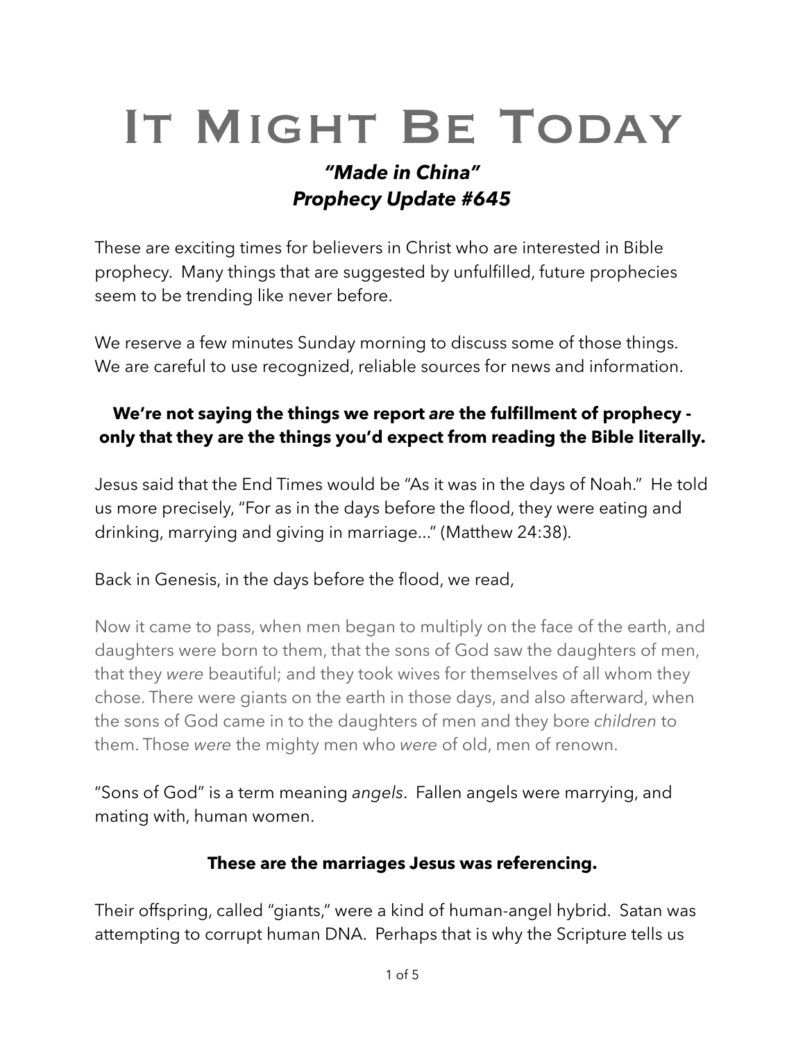# It Might Be Today

### *"Made in China"*
### *Prophecy Update #645*

These are exciting times for believers in Christ who are interested in Bible prophecy. Many things that are suggested by unfulfilled, future prophecies seem to be trending like never before.

We reserve a few minutes Sunday morning to discuss some of those things. We are careful to use recognized, reliable sources for news and information.

**We're not saying the things we report *are* the fulfillment of prophecy - only that they are the things you'd expect from reading the Bible literally.**

Jesus said that the End Times would be "As it was in the days of Noah." He told us more precisely, "For as in the days before the flood, they were eating and drinking, marrying and giving in marriage..." (Matthew 24:38).

Back in Genesis, in the days before the flood, we read,

> Now it came to pass, when men began to multiply on the face of the earth, and daughters were born to them, that the sons of God saw the daughters of men, that they *were* beautiful; and they took wives for themselves of all whom they chose. There were giants on the earth in those days, and also afterward, when the sons of God came in to the daughters of men and they bore *children* to them. Those *were* the mighty men who *were* of old, men of renown.

"Sons of God" is a term meaning *angels*. Fallen angels were marrying, and mating with, human women.

**These are the marriages Jesus was referencing.**

Their offspring, called "giants," were a kind of human-angel hybrid. Satan was attempting to corrupt human DNA. Perhaps that is why the Scripture tells us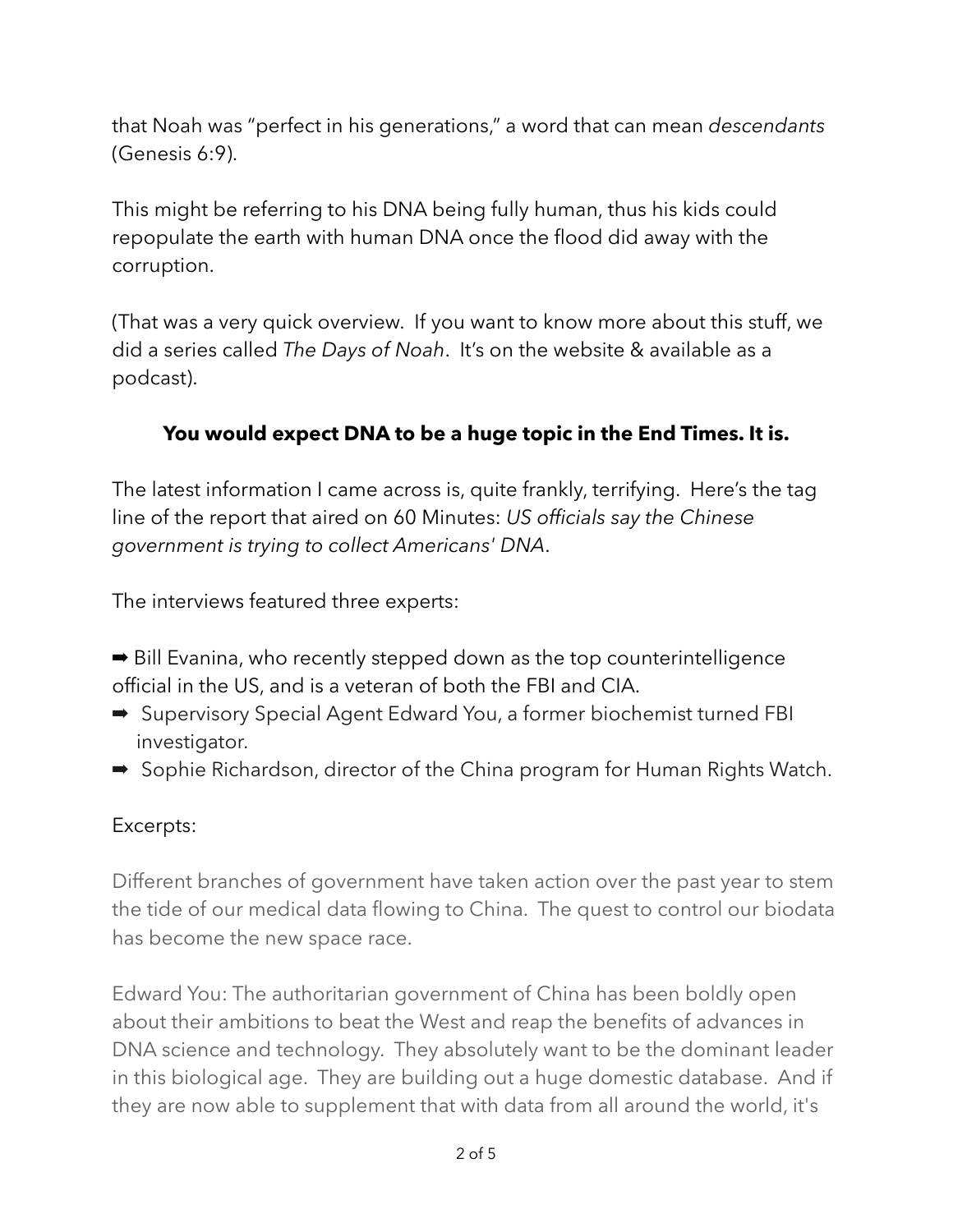that Noah was "perfect in his generations," a word that can mean *descendants* (Genesis 6:9).

This might be referring to his DNA being fully human, thus his kids could repopulate the earth with human DNA once the flood did away with the corruption.

(That was a very quick overview. If you want to know more about this stuff, we did a series called *The Days of Noah*. It's on the website & available as a podcast).

**You would expect DNA to be a huge topic in the End Times. It is.**

The latest information I came across is, quite frankly, terrifying. Here's the tag line of the report that aired on 60 Minutes: *US officials say the Chinese government is trying to collect Americans' DNA*.

The interviews featured three experts:

- ➡ Bill Evanina, who recently stepped down as the top counterintelligence official in the US, and is a veteran of both the FBI and CIA.
- ➡ Supervisory Special Agent Edward You, a former biochemist turned FBI investigator.
- ➡ Sophie Richardson, director of the China program for Human Rights Watch.

Excerpts:

Different branches of government have taken action over the past year to stem the tide of our medical data flowing to China. The quest to control our biodata has become the new space race.

Edward You: The authoritarian government of China has been boldly open about their ambitions to beat the West and reap the benefits of advances in DNA science and technology. They absolutely want to be the dominant leader in this biological age. They are building out a huge domestic database. And if they are now able to supplement that with data from all around the world, it's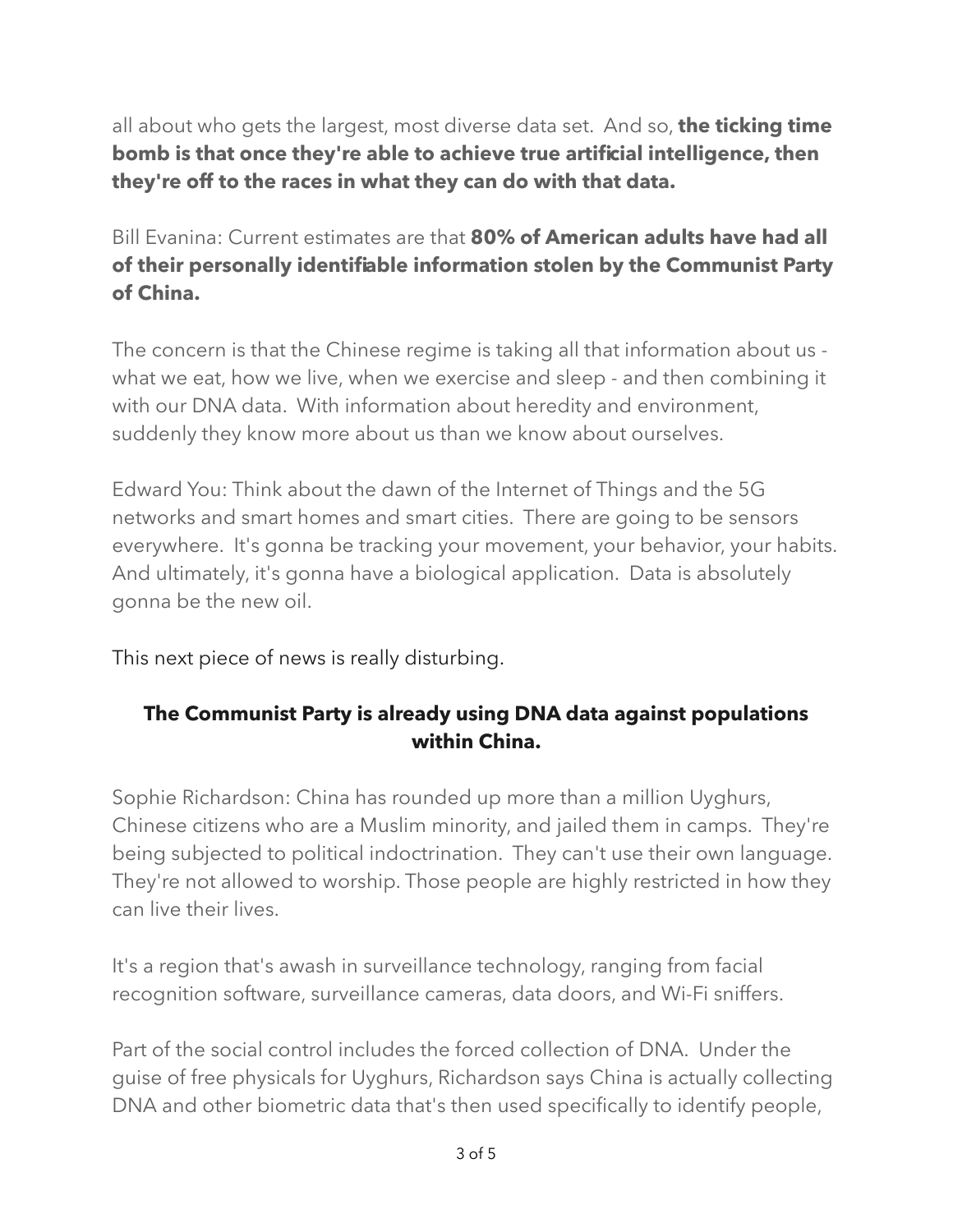all about who gets the largest, most diverse data set. And so, **the ticking time bomb is that once they're able to achieve true artificial intelligence, then they're off to the races in what they can do with that data.**

Bill Evanina: Current estimates are that **80% of American adults have had all of their personally identifiable information stolen by the Communist Party of China.**

The concern is that the Chinese regime is taking all that information about us - what we eat, how we live, when we exercise and sleep - and then combining it with our DNA data. With information about heredity and environment, suddenly they know more about us than we know about ourselves.

Edward You: Think about the dawn of the Internet of Things and the 5G networks and smart homes and smart cities. There are going to be sensors everywhere. It's gonna be tracking your movement, your behavior, your habits. And ultimately, it's gonna have a biological application. Data is absolutely gonna be the new oil.

This next piece of news is really disturbing.

### The Communist Party is already using DNA data against populations within China.

Sophie Richardson: China has rounded up more than a million Uyghurs, Chinese citizens who are a Muslim minority, and jailed them in camps. They're being subjected to political indoctrination. They can't use their own language. They're not allowed to worship. Those people are highly restricted in how they can live their lives.

It's a region that's awash in surveillance technology, ranging from facial recognition software, surveillance cameras, data doors, and Wi-Fi sniffers.

Part of the social control includes the forced collection of DNA. Under the guise of free physicals for Uyghurs, Richardson says China is actually collecting DNA and other biometric data that's then used specifically to identify people,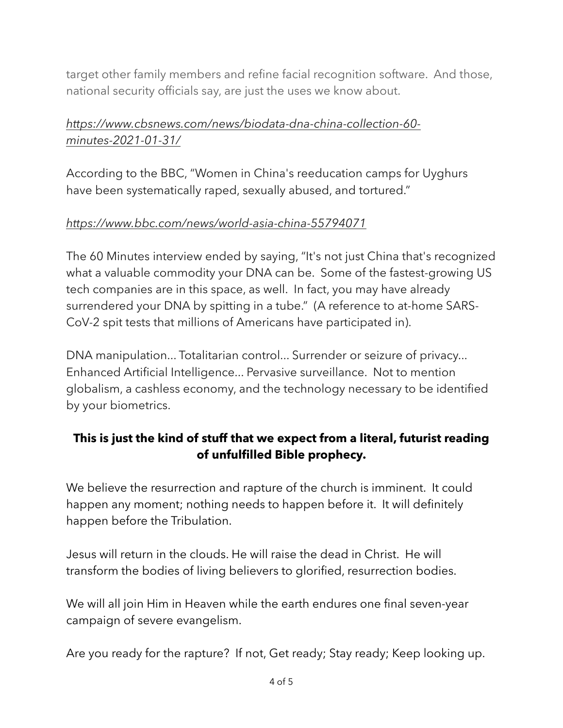target other family members and refine facial recognition software. And those, national security officials say, are just the uses we know about.

*https://www.cbsnews.com/news/biodata-dna-china-collection-60-minutes-2021-01-31/*

According to the BBC, "Women in China's reeducation camps for Uyghurs have been systematically raped, sexually abused, and tortured."

*https://www.bbc.com/news/world-asia-china-55794071*

The 60 Minutes interview ended by saying, "It's not just China that's recognized what a valuable commodity your DNA can be. Some of the fastest-growing US tech companies are in this space, as well. In fact, you may have already surrendered your DNA by spitting in a tube." (A reference to at-home SARS-CoV-2 spit tests that millions of Americans have participated in).

DNA manipulation... Totalitarian control... Surrender or seizure of privacy... Enhanced Artificial Intelligence... Pervasive surveillance. Not to mention globalism, a cashless economy, and the technology necessary to be identified by your biometrics.

**This is just the kind of stuff that we expect from a literal, futurist reading of unfulfilled Bible prophecy.**

We believe the resurrection and rapture of the church is imminent. It could happen any moment; nothing needs to happen before it. It will definitely happen before the Tribulation.

Jesus will return in the clouds. He will raise the dead in Christ. He will transform the bodies of living believers to glorified, resurrection bodies.

We will all join Him in Heaven while the earth endures one final seven-year campaign of severe evangelism.

Are you ready for the rapture? If not, Get ready; Stay ready; Keep looking up.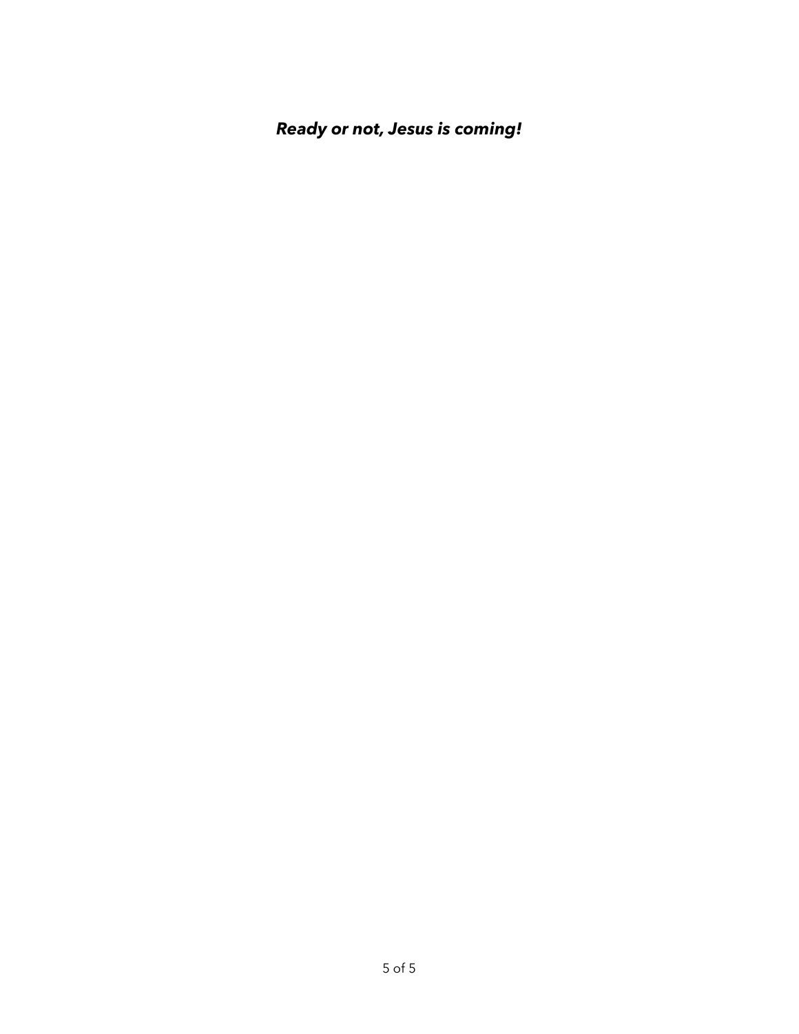***Ready or not, Jesus is coming!***